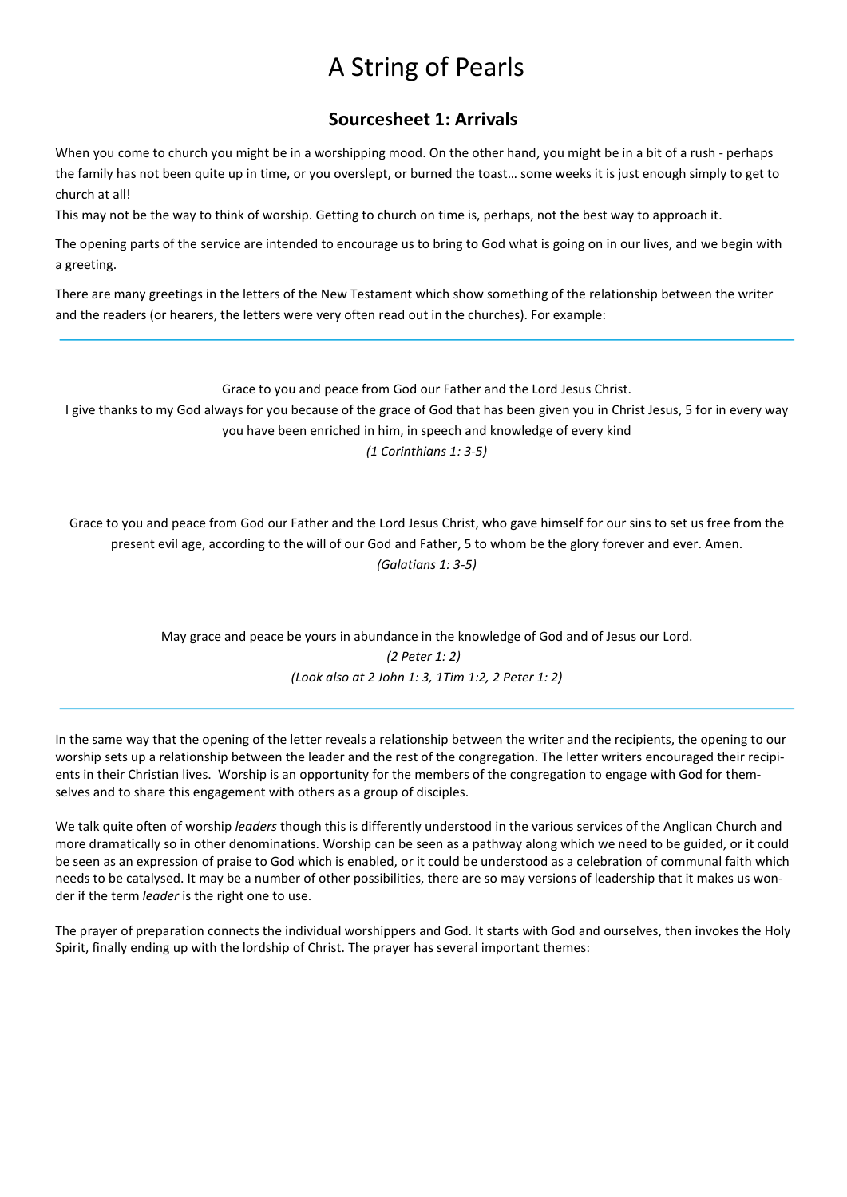# A String of Pearls

## Sourcesheet 1: Arrivals

When you come to church you might be in a worshipping mood. On the other hand, you might be in a bit of a rush - perhaps the family has not been quite up in time, or you overslept, or burned the toast… some weeks it is just enough simply to get to church at all!

This may not be the way to think of worship. Getting to church on time is, perhaps, not the best way to approach it.

The opening parts of the service are intended to encourage us to bring to God what is going on in our lives, and we begin with a greeting.

There are many greetings in the letters of the New Testament which show something of the relationship between the writer and the readers (or hearers, the letters were very often read out in the churches). For example:

---

Grace to you and peace from God our Father and the Lord Jesus Christ.
I give thanks to my God always for you because of the grace of God that has been given you in Christ Jesus, 5 for in every way you have been enriched in him, in speech and knowledge of every kind
*(1 Corinthians 1: 3-5)*

Grace to you and peace from God our Father and the Lord Jesus Christ, who gave himself for our sins to set us free from the present evil age, according to the will of our God and Father, 5 to whom be the glory forever and ever. Amen.
*(Galatians 1: 3-5)*

May grace and peace be yours in abundance in the knowledge of God and of Jesus our Lord.
*(2 Peter 1: 2)*
*(Look also at 2 John 1: 3, 1Tim 1:2, 2 Peter 1: 2)*

---

In the same way that the opening of the letter reveals a relationship between the writer and the recipients, the opening to our worship sets up a relationship between the leader and the rest of the congregation. The letter writers encouraged their recipients in their Christian lives. Worship is an opportunity for the members of the congregation to engage with God for themselves and to share this engagement with others as a group of disciples.

We talk quite often of worship *leaders* though this is differently understood in the various services of the Anglican Church and more dramatically so in other denominations. Worship can be seen as a pathway along which we need to be guided, or it could be seen as an expression of praise to God which is enabled, or it could be understood as a celebration of communal faith which needs to be catalysed. It may be a number of other possibilities, there are so may versions of leadership that it makes us wonder if the term *leader* is the right one to use.

The prayer of preparation connects the individual worshippers and God. It starts with God and ourselves, then invokes the Holy Spirit, finally ending up with the lordship of Christ. The prayer has several important themes: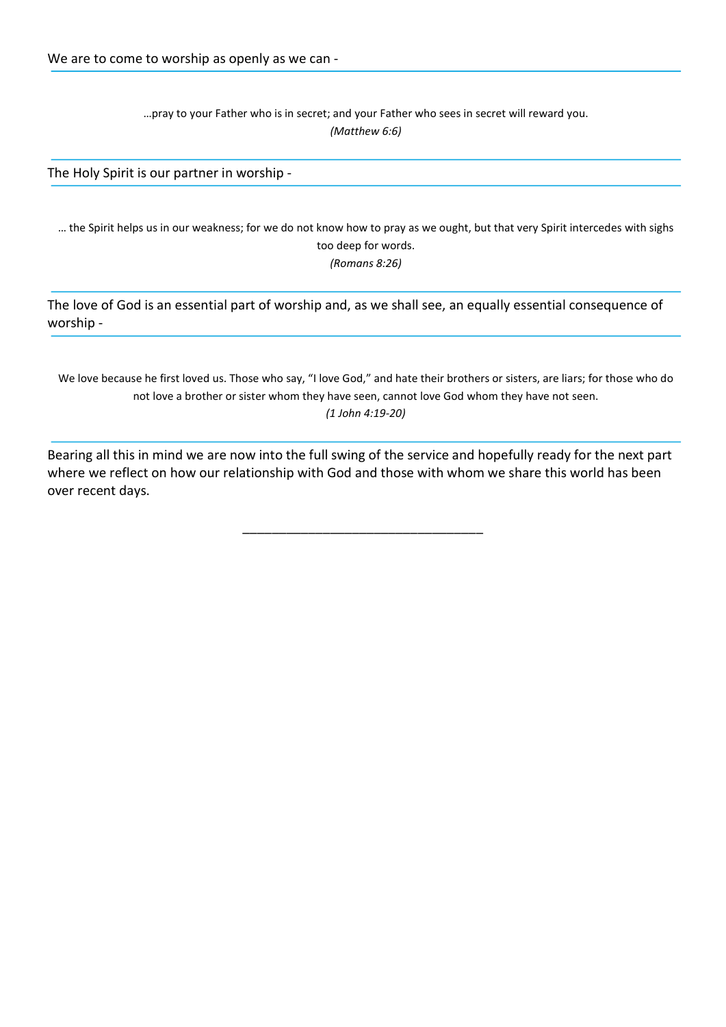We are to come to worship as openly as we can -

---

…pray to your Father who is in secret; and your Father who sees in secret will reward you.
*(Matthew 6:6)*

---

The Holy Spirit is our partner in worship -

---

… the Spirit helps us in our weakness; for we do not know how to pray as we ought, but that very Spirit intercedes with sighs too deep for words.
*(Romans 8:26)*

---

The love of God is an essential part of worship and, as we shall see, an equally essential consequence of worship -

---

We love because he first loved us. Those who say, "I love God," and hate their brothers or sisters, are liars; for those who do not love a brother or sister whom they have seen, cannot love God whom they have not seen.
*(1 John 4:19-20)*

---

Bearing all this in mind we are now into the full swing of the service and hopefully ready for the next part where we reflect on how our relationship with God and those with whom we share this world has been over recent days.

---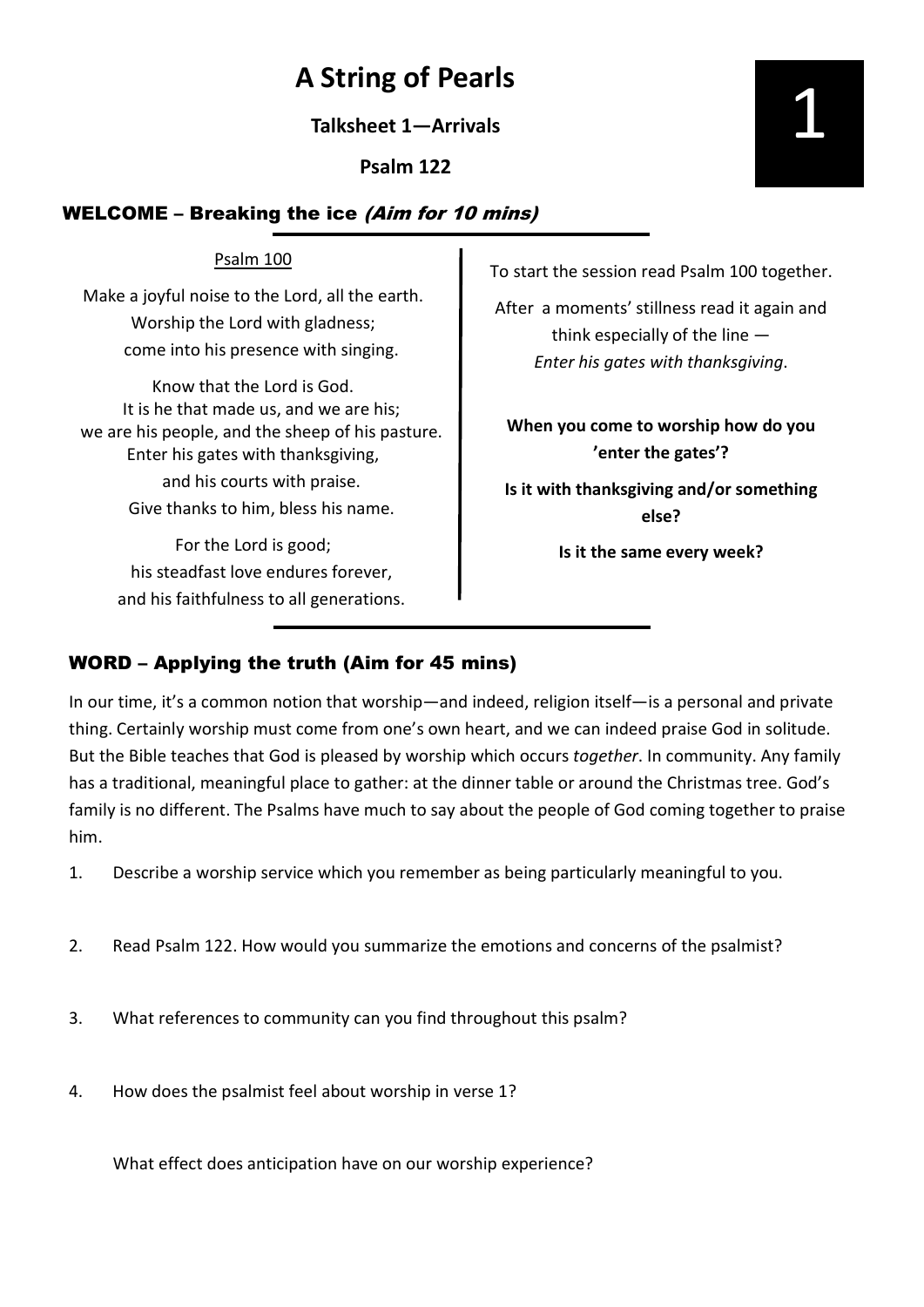# A String of Pearls

**Talksheet 1—Arrivals**

**Psalm 122**

1

## WELCOME – Breaking the ice *(Aim for 10 mins)*

Psalm 100

Make a joyful noise to the Lord, all the earth.
Worship the Lord with gladness;
come into his presence with singing.

Know that the Lord is God.
It is he that made us, and we are his;
we are his people, and the sheep of his pasture.
Enter his gates with thanksgiving,
and his courts with praise.
Give thanks to him, bless his name.

For the Lord is good;
his steadfast love endures forever,
and his faithfulness to all generations.

To start the session read Psalm 100 together.

After a moments' stillness read it again and think especially of the line — *Enter his gates with thanksgiving*.

**When you come to worship how do you 'enter the gates'?**

**Is it with thanksgiving and/or something else?**

**Is it the same every week?**

## WORD – Applying the truth (Aim for 45 mins)

In our time, it's a common notion that worship—and indeed, religion itself—is a personal and private thing. Certainly worship must come from one's own heart, and we can indeed praise God in solitude. But the Bible teaches that God is pleased by worship which occurs *together*. In community. Any family has a traditional, meaningful place to gather: at the dinner table or around the Christmas tree. God's family is no different. The Psalms have much to say about the people of God coming together to praise him.

1. Describe a worship service which you remember as being particularly meaningful to you.

2. Read Psalm 122. How would you summarize the emotions and concerns of the psalmist?

3. What references to community can you find throughout this psalm?

4. How does the psalmist feel about worship in verse 1?

   What effect does anticipation have on our worship experience?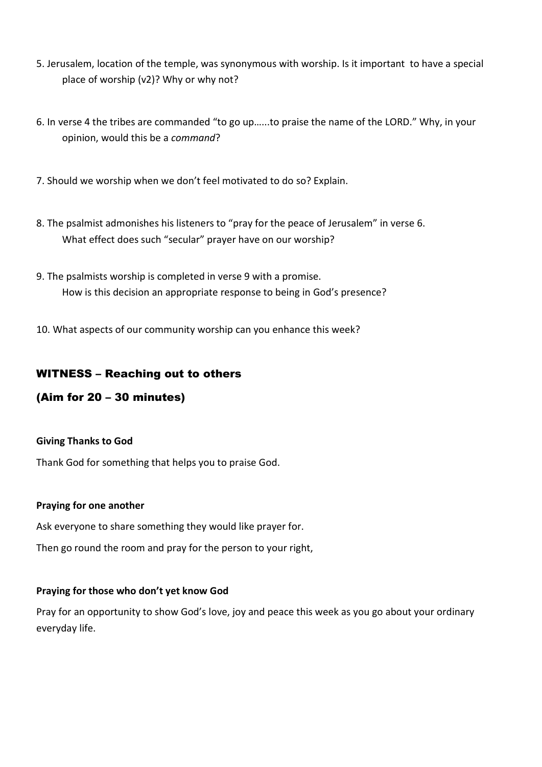5. Jerusalem, location of the temple, was synonymous with worship. Is it important to have a special place of worship (v2)? Why or why not?

6. In verse 4 the tribes are commanded "to go up......to praise the name of the LORD." Why, in your opinion, would this be a *command*?

7. Should we worship when we don't feel motivated to do so? Explain.

8. The psalmist admonishes his listeners to "pray for the peace of Jerusalem" in verse 6. What effect does such "secular" prayer have on our worship?

9. The psalmists worship is completed in verse 9 with a promise. How is this decision an appropriate response to being in God's presence?

10. What aspects of our community worship can you enhance this week?

## WITNESS – Reaching out to others

## (Aim for 20 – 30 minutes)

**Giving Thanks to God**

Thank God for something that helps you to praise God.

**Praying for one another**

Ask everyone to share something they would like prayer for.

Then go round the room and pray for the person to your right,

**Praying for those who don't yet know God**

Pray for an opportunity to show God's love, joy and peace this week as you go about your ordinary everyday life.